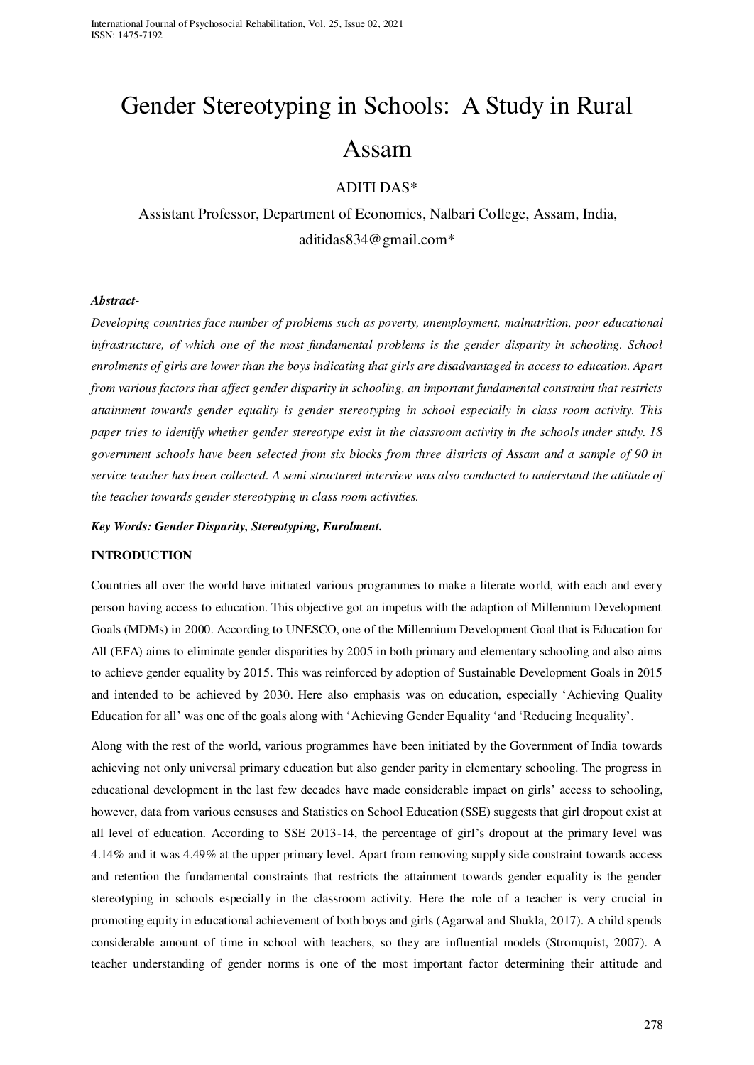# Gender Stereotyping in Schools: A Study in Rural Assam

ADITI DAS*

Assistant Professor, Department of Economics, Nalbari College, Assam, India, aditidas834@gmail.com*

***Abstract-***

*Developing countries face number of problems such as poverty, unemployment, malnutrition, poor educational infrastructure, of which one of the most fundamental problems is the gender disparity in schooling. School enrolments of girls are lower than the boys indicating that girls are disadvantaged in access to education. Apart from various factors that affect gender disparity in schooling, an important fundamental constraint that restricts attainment towards gender equality is gender stereotyping in school especially in class room activity. This paper tries to identify whether gender stereotype exist in the classroom activity in the schools under study. 18 government schools have been selected from six blocks from three districts of Assam and a sample of 90 in service teacher has been collected. A semi structured interview was also conducted to understand the attitude of the teacher towards gender stereotyping in class room activities.*

***Key Words: Gender Disparity, Stereotyping, Enrolment.***

## INTRODUCTION

Countries all over the world have initiated various programmes to make a literate world, with each and every person having access to education. This objective got an impetus with the adaption of Millennium Development Goals (MDMs) in 2000. According to UNESCO, one of the Millennium Development Goal that is Education for All (EFA) aims to eliminate gender disparities by 2005 in both primary and elementary schooling and also aims to achieve gender equality by 2015. This was reinforced by adoption of Sustainable Development Goals in 2015 and intended to be achieved by 2030. Here also emphasis was on education, especially 'Achieving Quality Education for all' was one of the goals along with 'Achieving Gender Equality 'and 'Reducing Inequality'.

Along with the rest of the world, various programmes have been initiated by the Government of India towards achieving not only universal primary education but also gender parity in elementary schooling. The progress in educational development in the last few decades have made considerable impact on girls' access to schooling, however, data from various censuses and Statistics on School Education (SSE) suggests that girl dropout exist at all level of education. According to SSE 2013-14, the percentage of girl's dropout at the primary level was 4.14% and it was 4.49% at the upper primary level. Apart from removing supply side constraint towards access and retention the fundamental constraints that restricts the attainment towards gender equality is the gender stereotyping in schools especially in the classroom activity. Here the role of a teacher is very crucial in promoting equity in educational achievement of both boys and girls (Agarwal and Shukla, 2017). A child spends considerable amount of time in school with teachers, so they are influential models (Stromquist, 2007). A teacher understanding of gender norms is one of the most important factor determining their attitude and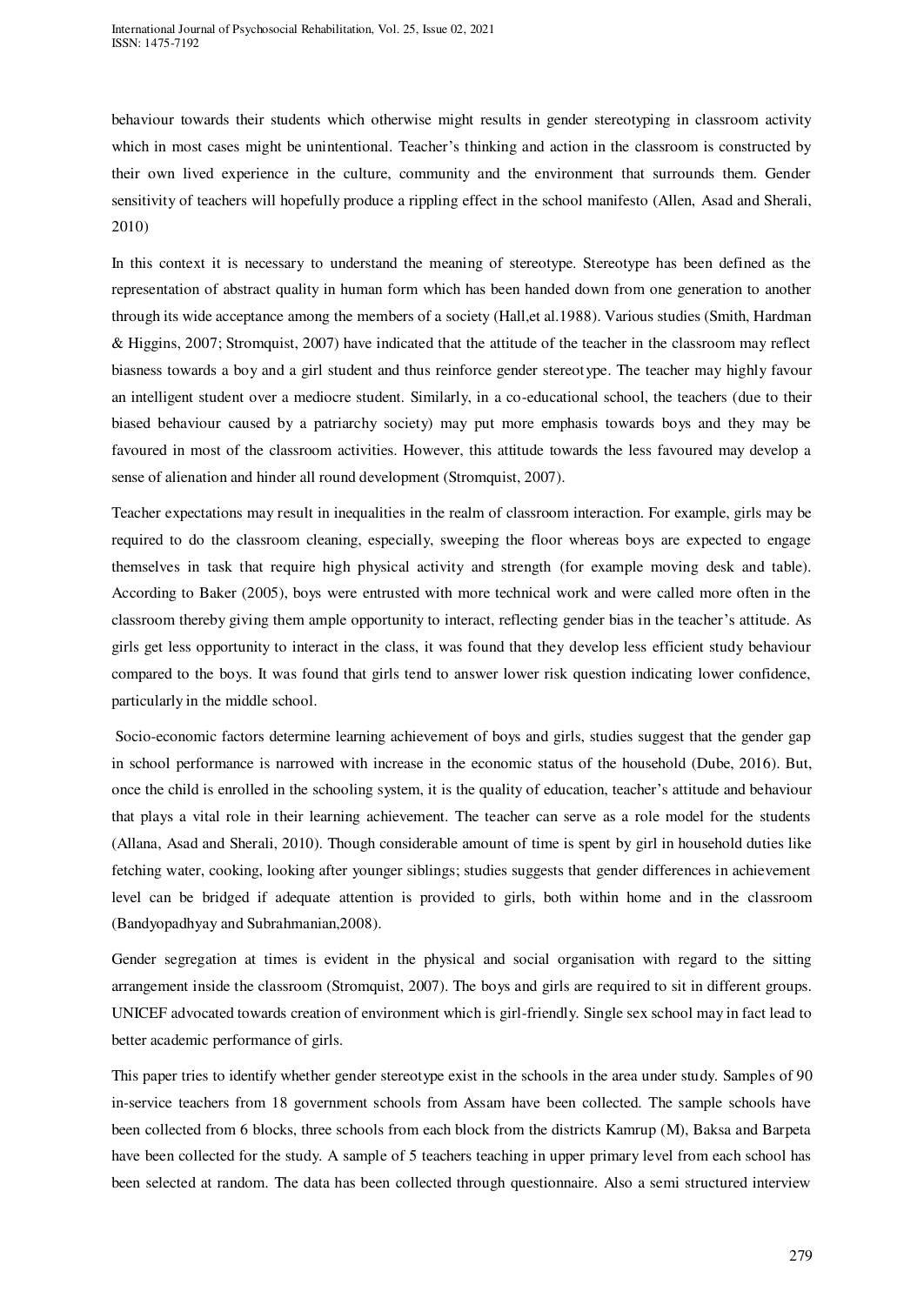behaviour towards their students which otherwise might results in gender stereotyping in classroom activity which in most cases might be unintentional. Teacher's thinking and action in the classroom is constructed by their own lived experience in the culture, community and the environment that surrounds them. Gender sensitivity of teachers will hopefully produce a rippling effect in the school manifesto (Allen, Asad and Sherali, 2010)

In this context it is necessary to understand the meaning of stereotype. Stereotype has been defined as the representation of abstract quality in human form which has been handed down from one generation to another through its wide acceptance among the members of a society (Hall,et al.1988). Various studies (Smith, Hardman & Higgins, 2007; Stromquist, 2007) have indicated that the attitude of the teacher in the classroom may reflect biasness towards a boy and a girl student and thus reinforce gender stereotype. The teacher may highly favour an intelligent student over a mediocre student. Similarly, in a co-educational school, the teachers (due to their biased behaviour caused by a patriarchy society) may put more emphasis towards boys and they may be favoured in most of the classroom activities. However, this attitude towards the less favoured may develop a sense of alienation and hinder all round development (Stromquist, 2007).

Teacher expectations may result in inequalities in the realm of classroom interaction. For example, girls may be required to do the classroom cleaning, especially, sweeping the floor whereas boys are expected to engage themselves in task that require high physical activity and strength (for example moving desk and table). According to Baker (2005), boys were entrusted with more technical work and were called more often in the classroom thereby giving them ample opportunity to interact, reflecting gender bias in the teacher's attitude. As girls get less opportunity to interact in the class, it was found that they develop less efficient study behaviour compared to the boys. It was found that girls tend to answer lower risk question indicating lower confidence, particularly in the middle school.

Socio-economic factors determine learning achievement of boys and girls, studies suggest that the gender gap in school performance is narrowed with increase in the economic status of the household (Dube, 2016). But, once the child is enrolled in the schooling system, it is the quality of education, teacher's attitude and behaviour that plays a vital role in their learning achievement. The teacher can serve as a role model for the students (Allana, Asad and Sherali, 2010). Though considerable amount of time is spent by girl in household duties like fetching water, cooking, looking after younger siblings; studies suggests that gender differences in achievement level can be bridged if adequate attention is provided to girls, both within home and in the classroom (Bandyopadhyay and Subrahmanian,2008).

Gender segregation at times is evident in the physical and social organisation with regard to the sitting arrangement inside the classroom (Stromquist, 2007). The boys and girls are required to sit in different groups. UNICEF advocated towards creation of environment which is girl-friendly. Single sex school may in fact lead to better academic performance of girls.

This paper tries to identify whether gender stereotype exist in the schools in the area under study. Samples of 90 in-service teachers from 18 government schools from Assam have been collected. The sample schools have been collected from 6 blocks, three schools from each block from the districts Kamrup (M), Baksa and Barpeta have been collected for the study. A sample of 5 teachers teaching in upper primary level from each school has been selected at random. The data has been collected through questionnaire. Also a semi structured interview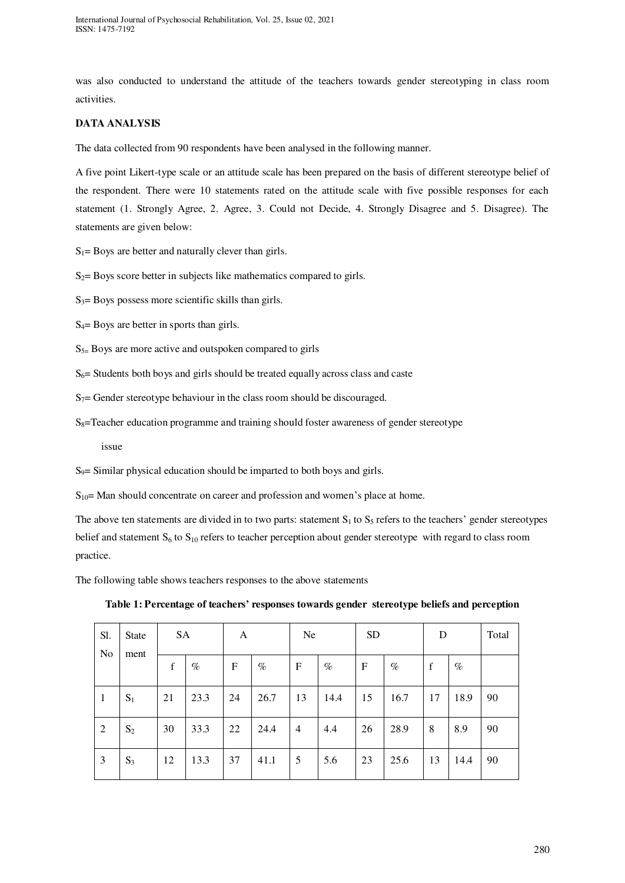was also conducted to understand the attitude of the teachers towards gender stereotyping in class room activities.

**DATA ANALYSIS**

The data collected from 90 respondents have been analysed in the following manner.

A five point Likert-type scale or an attitude scale has been prepared on the basis of different stereotype belief of the respondent. There were 10 statements rated on the attitude scale with five possible responses for each statement (1. Strongly Agree, 2. Agree, 3. Could not Decide, 4. Strongly Disagree and 5. Disagree). The statements are given below:

$S_1$= Boys are better and naturally clever than girls.

$S_2$= Boys score better in subjects like mathematics compared to girls.

$S_3$= Boys possess more scientific skills than girls.

$S_4$= Boys are better in sports than girls.

$S_5$= Boys are more active and outspoken compared to girls

$S_6$= Students both boys and girls should be treated equally across class and caste

$S_7$= Gender stereotype behaviour in the class room should be discouraged.

$S_8$=Teacher education programme and training should foster awareness of gender stereotype issue

$S_9$= Similar physical education should be imparted to both boys and girls.

$S_{10}$= Man should concentrate on career and profession and women's place at home.

The above ten statements are divided in to two parts: statement $S_1$ to $S_5$ refers to the teachers' gender stereotypes belief and statement $S_6$ to $S_{10}$ refers to teacher perception about gender stereotype with regard to class room practice.

The following table shows teachers responses to the above statements

**Table 1: Percentage of teachers' responses towards gender stereotype beliefs and perception**

| Sl. No | Statement | SA | | A | | Ne | | SD | | D | | Total |
|---|---|---|---|---|---|---|---|---|---|---|---|---|
| | | f | % | F | % | F | % | F | % | f | % | |
| 1 | $S_1$ | 21 | 23.3 | 24 | 26.7 | 13 | 14.4 | 15 | 16.7 | 17 | 18.9 | 90 |
| 2 | $S_2$ | 30 | 33.3 | 22 | 24.4 | 4 | 4.4 | 26 | 28.9 | 8 | 8.9 | 90 |
| 3 | $S_3$ | 12 | 13.3 | 37 | 41.1 | 5 | 5.6 | 23 | 25.6 | 13 | 14.4 | 90 |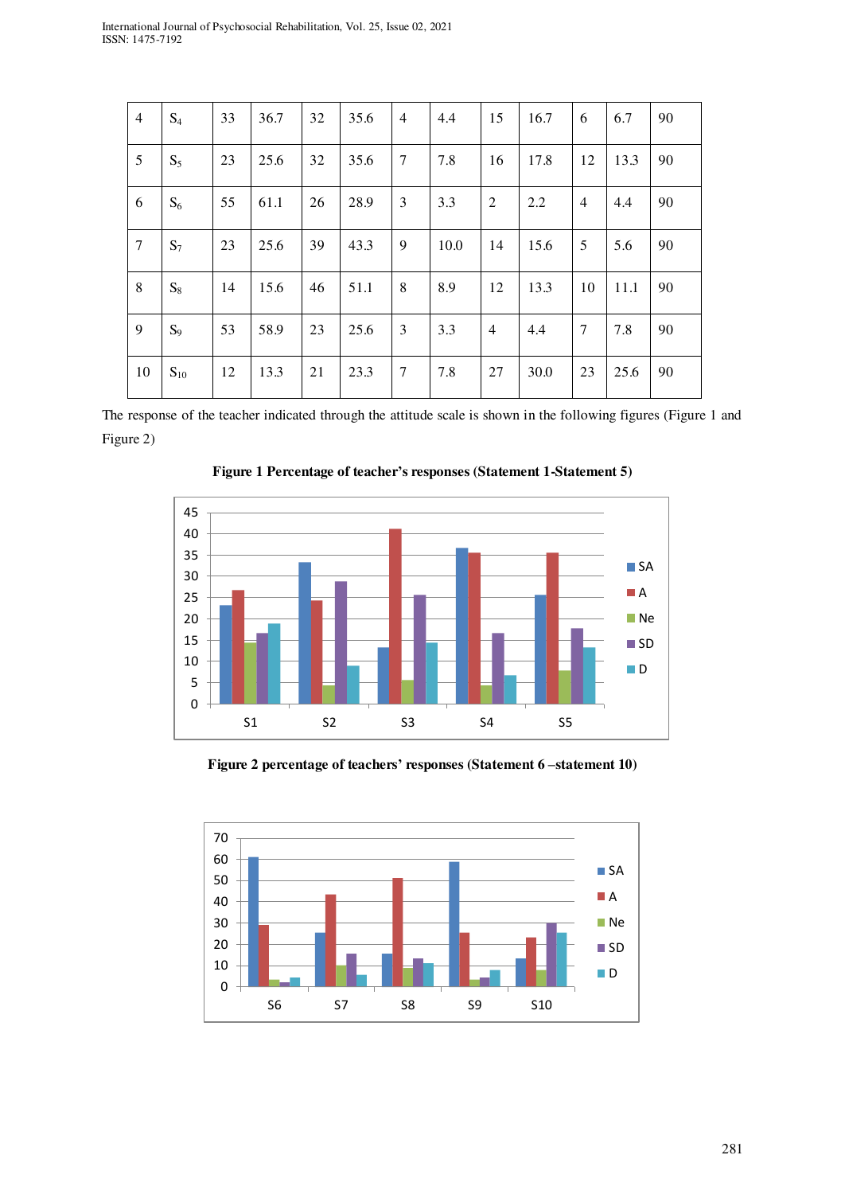| | | | | | | | | | | | | |
|---|---|---|---|---|---|---|---|---|---|---|---|---|
| 4 | $S_4$ | 33 | 36.7 | 32 | 35.6 | 4 | 4.4 | 15 | 16.7 | 6 | 6.7 | 90 |
| 5 | $S_5$ | 23 | 25.6 | 32 | 35.6 | 7 | 7.8 | 16 | 17.8 | 12 | 13.3 | 90 |
| 6 | $S_6$ | 55 | 61.1 | 26 | 28.9 | 3 | 3.3 | 2 | 2.2 | 4 | 4.4 | 90 |
| 7 | $S_7$ | 23 | 25.6 | 39 | 43.3 | 9 | 10.0 | 14 | 15.6 | 5 | 5.6 | 90 |
| 8 | $S_8$ | 14 | 15.6 | 46 | 51.1 | 8 | 8.9 | 12 | 13.3 | 10 | 11.1 | 90 |
| 9 | $S_9$ | 53 | 58.9 | 23 | 25.6 | 3 | 3.3 | 4 | 4.4 | 7 | 7.8 | 90 |
| 10 | $S_{10}$ | 12 | 13.3 | 21 | 23.3 | 7 | 7.8 | 27 | 30.0 | 23 | 25.6 | 90 |

The response of the teacher indicated through the attitude scale is shown in the following figures (Figure 1 and Figure 2)

**Figure 1 Percentage of teacher's responses (Statement 1-Statement 5)**

**Figure 2 percentage of teachers' responses (Statement 6 –statement 10)**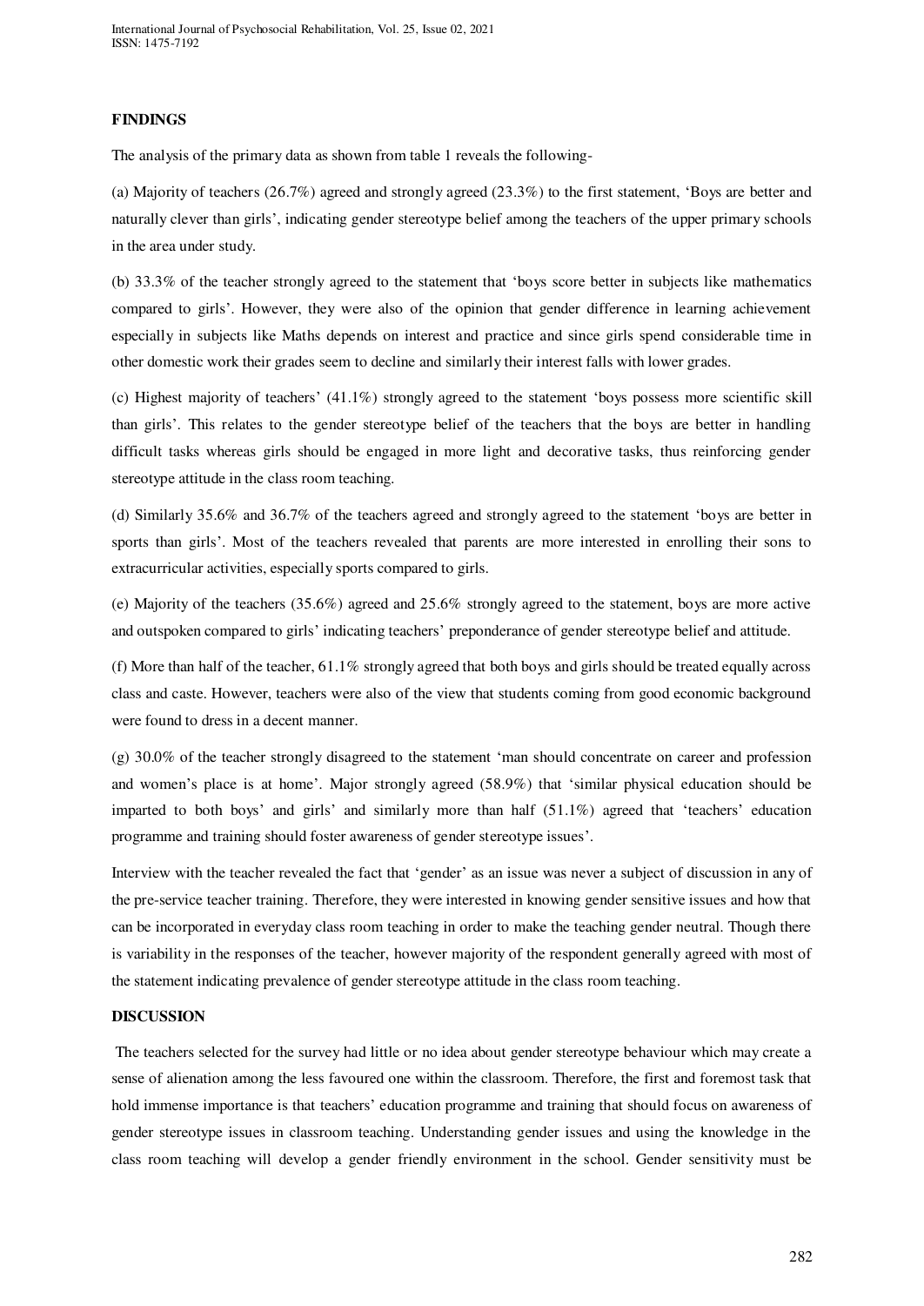**FINDINGS**

The analysis of the primary data as shown from table 1 reveals the following-

(a) Majority of teachers (26.7%) agreed and strongly agreed (23.3%) to the first statement, 'Boys are better and naturally clever than girls', indicating gender stereotype belief among the teachers of the upper primary schools in the area under study.

(b) 33.3% of the teacher strongly agreed to the statement that 'boys score better in subjects like mathematics compared to girls'. However, they were also of the opinion that gender difference in learning achievement especially in subjects like Maths depends on interest and practice and since girls spend considerable time in other domestic work their grades seem to decline and similarly their interest falls with lower grades.

(c) Highest majority of teachers' (41.1%) strongly agreed to the statement 'boys possess more scientific skill than girls'. This relates to the gender stereotype belief of the teachers that the boys are better in handling difficult tasks whereas girls should be engaged in more light and decorative tasks, thus reinforcing gender stereotype attitude in the class room teaching.

(d) Similarly 35.6% and 36.7% of the teachers agreed and strongly agreed to the statement 'boys are better in sports than girls'. Most of the teachers revealed that parents are more interested in enrolling their sons to extracurricular activities, especially sports compared to girls.

(e) Majority of the teachers (35.6%) agreed and 25.6% strongly agreed to the statement, boys are more active and outspoken compared to girls' indicating teachers' preponderance of gender stereotype belief and attitude.

(f) More than half of the teacher, 61.1% strongly agreed that both boys and girls should be treated equally across class and caste. However, teachers were also of the view that students coming from good economic background were found to dress in a decent manner.

(g) 30.0% of the teacher strongly disagreed to the statement 'man should concentrate on career and profession and women's place is at home'. Major strongly agreed (58.9%) that 'similar physical education should be imparted to both boys' and girls' and similarly more than half (51.1%) agreed that 'teachers' education programme and training should foster awareness of gender stereotype issues'.

Interview with the teacher revealed the fact that 'gender' as an issue was never a subject of discussion in any of the pre-service teacher training. Therefore, they were interested in knowing gender sensitive issues and how that can be incorporated in everyday class room teaching in order to make the teaching gender neutral. Though there is variability in the responses of the teacher, however majority of the respondent generally agreed with most of the statement indicating prevalence of gender stereotype attitude in the class room teaching.

**DISCUSSION**

The teachers selected for the survey had little or no idea about gender stereotype behaviour which may create a sense of alienation among the less favoured one within the classroom. Therefore, the first and foremost task that hold immense importance is that teachers' education programme and training that should focus on awareness of gender stereotype issues in classroom teaching. Understanding gender issues and using the knowledge in the class room teaching will develop a gender friendly environment in the school. Gender sensitivity must be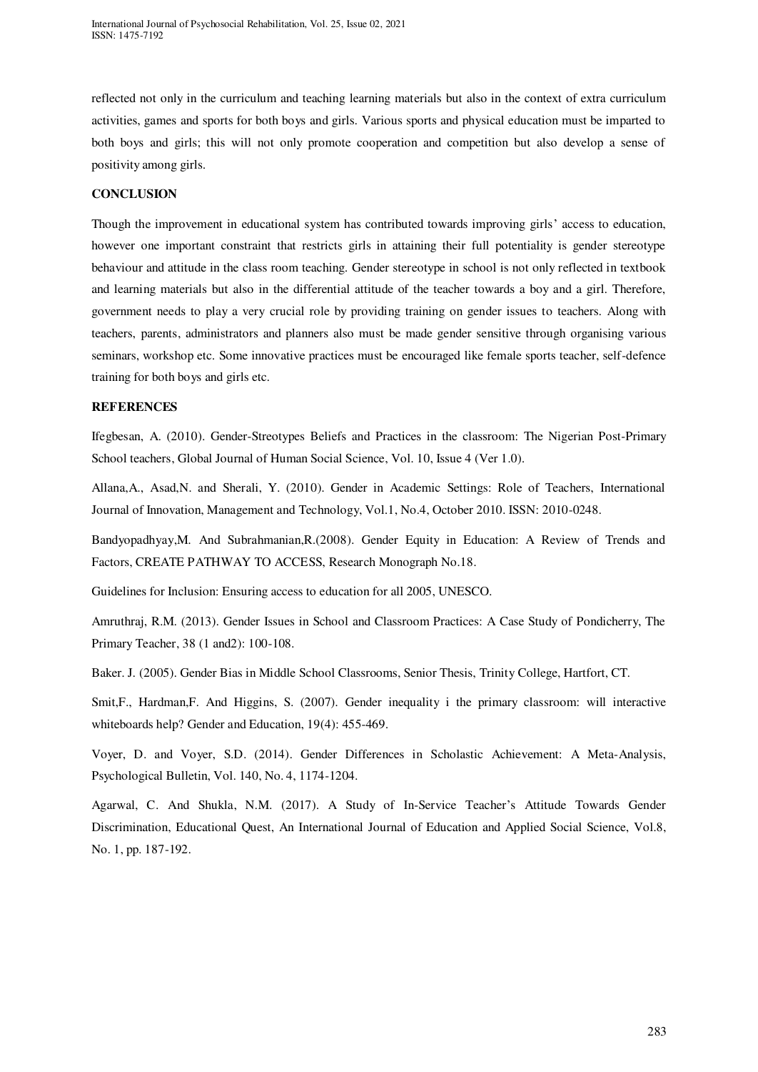reflected not only in the curriculum and teaching learning materials but also in the context of extra curriculum activities, games and sports for both boys and girls. Various sports and physical education must be imparted to both boys and girls; this will not only promote cooperation and competition but also develop a sense of positivity among girls.

## CONCLUSION

Though the improvement in educational system has contributed towards improving girls' access to education, however one important constraint that restricts girls in attaining their full potentiality is gender stereotype behaviour and attitude in the class room teaching. Gender stereotype in school is not only reflected in textbook and learning materials but also in the differential attitude of the teacher towards a boy and a girl. Therefore, government needs to play a very crucial role by providing training on gender issues to teachers. Along with teachers, parents, administrators and planners also must be made gender sensitive through organising various seminars, workshop etc. Some innovative practices must be encouraged like female sports teacher, self-defence training for both boys and girls etc.

## REFERENCES

Ifegbesan, A. (2010). Gender-Streotypes Beliefs and Practices in the classroom: The Nigerian Post-Primary School teachers, Global Journal of Human Social Science, Vol. 10, Issue 4 (Ver 1.0).

Allana,A., Asad,N. and Sherali, Y. (2010). Gender in Academic Settings: Role of Teachers, International Journal of Innovation, Management and Technology, Vol.1, No.4, October 2010. ISSN: 2010-0248.

Bandyopadhyay,M. And Subrahmanian,R.(2008). Gender Equity in Education: A Review of Trends and Factors, CREATE PATHWAY TO ACCESS, Research Monograph No.18.

Guidelines for Inclusion: Ensuring access to education for all 2005, UNESCO.

Amruthraj, R.M. (2013). Gender Issues in School and Classroom Practices: A Case Study of Pondicherry, The Primary Teacher, 38 (1 and2): 100-108.

Baker. J. (2005). Gender Bias in Middle School Classrooms, Senior Thesis, Trinity College, Hartfort, CT.

Smit,F., Hardman,F. And Higgins, S. (2007). Gender inequality i the primary classroom: will interactive whiteboards help? Gender and Education, 19(4): 455-469.

Voyer, D. and Voyer, S.D. (2014). Gender Differences in Scholastic Achievement: A Meta-Analysis, Psychological Bulletin, Vol. 140, No. 4, 1174-1204.

Agarwal, C. And Shukla, N.M. (2017). A Study of In-Service Teacher's Attitude Towards Gender Discrimination, Educational Quest, An International Journal of Education and Applied Social Science, Vol.8, No. 1, pp. 187-192.